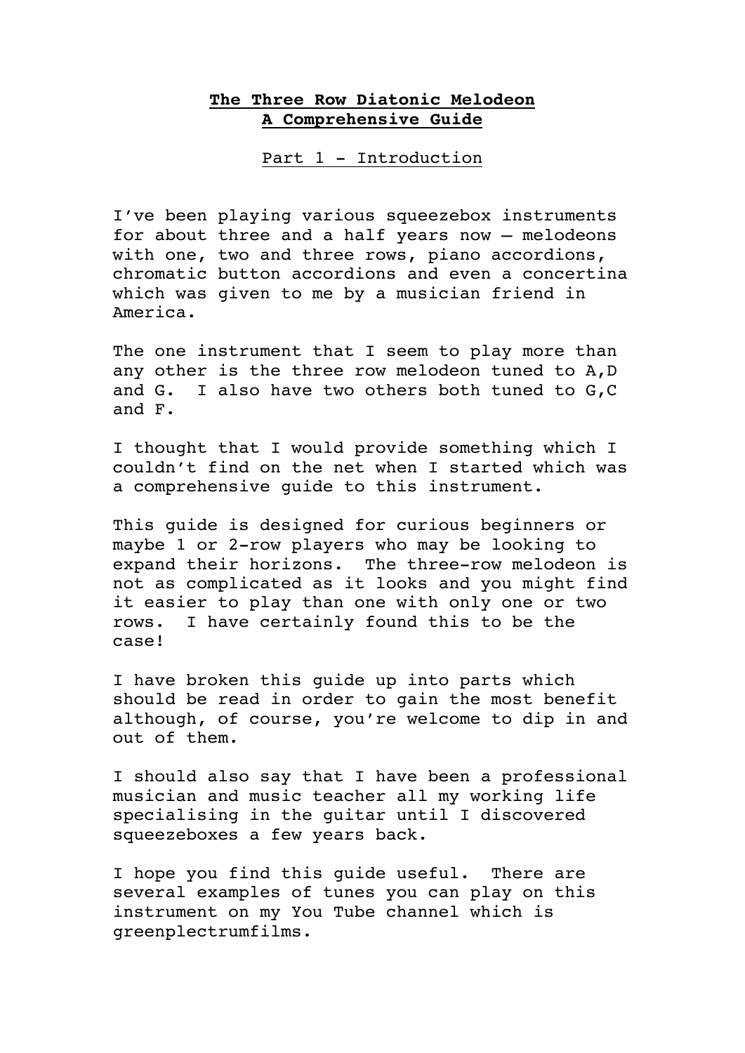# **The Three Row Diatonic Melodeon**
# **A Comprehensive Guide**

## Part 1 - Introduction

I've been playing various squeezebox instruments for about three and a half years now – melodeons with one, two and three rows, piano accordions, chromatic button accordions and even a concertina which was given to me by a musician friend in America.

The one instrument that I seem to play more than any other is the three row melodeon tuned to A,D and G. I also have two others both tuned to G,C and F.

I thought that I would provide something which I couldn't find on the net when I started which was a comprehensive guide to this instrument.

This guide is designed for curious beginners or maybe 1 or 2-row players who may be looking to expand their horizons. The three-row melodeon is not as complicated as it looks and you might find it easier to play than one with only one or two rows. I have certainly found this to be the case!

I have broken this guide up into parts which should be read in order to gain the most benefit although, of course, you're welcome to dip in and out of them.

I should also say that I have been a professional musician and music teacher all my working life specialising in the guitar until I discovered squeezeboxes a few years back.

I hope you find this guide useful. There are several examples of tunes you can play on this instrument on my You Tube channel which is greenplectrumfilms.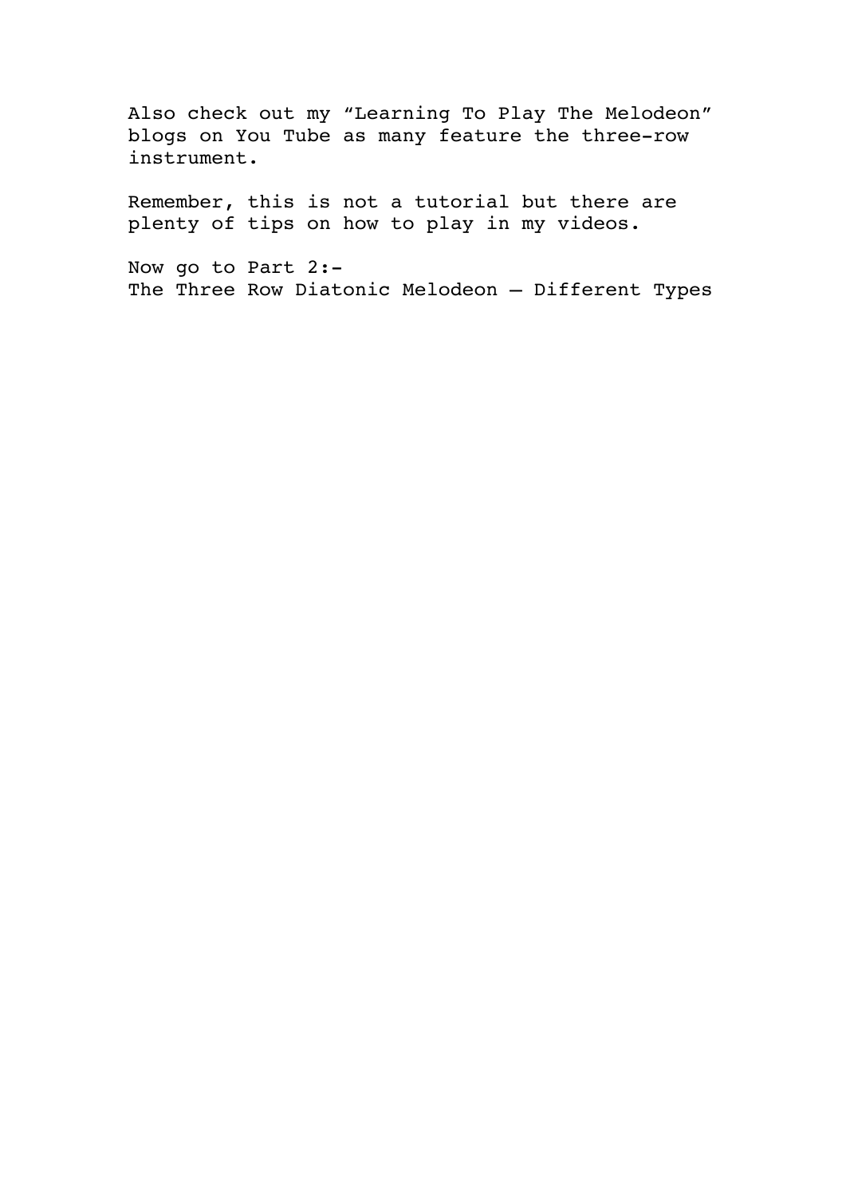Also check out my “Learning To Play The Melodeon” blogs on You Tube as many feature the three-row instrument.

Remember, this is not a tutorial but there are plenty of tips on how to play in my videos.

Now go to Part 2:-
The Three Row Diatonic Melodeon – Different Types